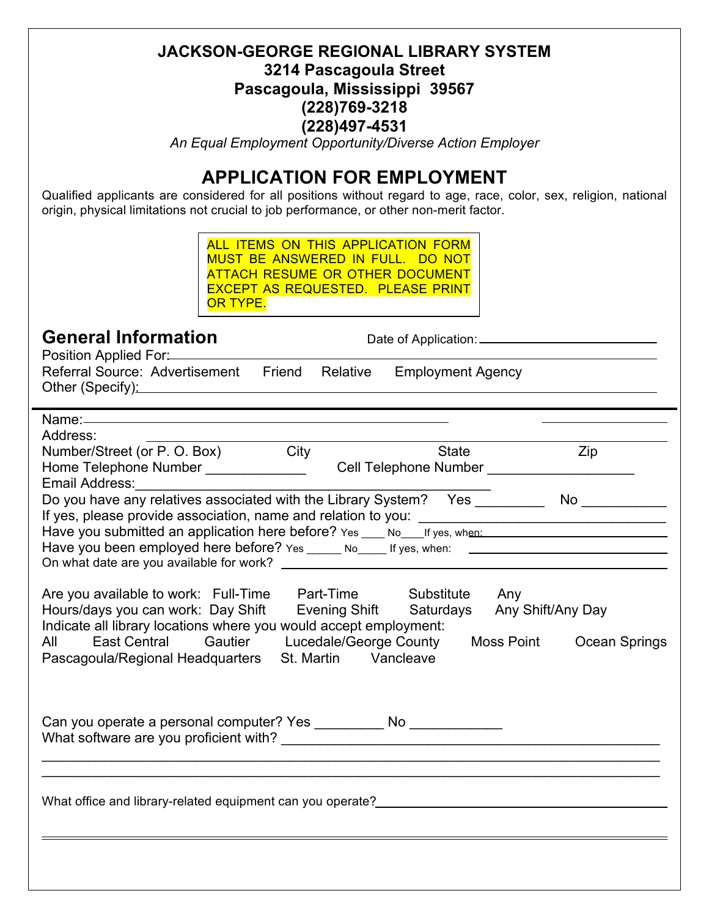# JACKSON-GEORGE REGIONAL LIBRARY SYSTEM

**3214 Pascagoula Street**
**Pascagoula, Mississippi 39567**
**(228)769-3218**
**(228)497-4531**

*An Equal Employment Opportunity/Diverse Action Employer*

## APPLICATION FOR EMPLOYMENT

Qualified applicants are considered for all positions without regard to age, race, color, sex, religion, national origin, physical limitations not crucial to job performance, or other non-merit factor.

> ALL ITEMS ON THIS APPLICATION FORM MUST BE ANSWERED IN FULL. DO NOT ATTACH RESUME OR OTHER DOCUMENT EXCEPT AS REQUESTED. PLEASE PRINT OR TYPE.

## General Information

Date of Application: ____________________

Position Applied For: ____________________

Referral Source: Advertisement Friend Relative Employment Agency

Other (Specify): ____________________

---

Name: ____________________ ____________

Address: ____________________

Number/Street (or P. O. Box) City State Zip

Home Telephone Number _____________ Cell Telephone Number ___________________

Email Address: ____________________

Do you have any relatives associated with the Library System? Yes _________ No ___________

If yes, please provide association, name and relation to you: ____________________

Have you submitted an application here before? Yes ____ No____If yes, when: ____________________

Have you been employed here before? Yes ______ No_____ If yes, when: ____________________

On what date are you available for work? ____________________

Are you available to work: Full-Time Part-Time Substitute Any

Hours/days you can work: Day Shift Evening Shift Saturdays Any Shift/Any Day

Indicate all library locations where you would accept employment:

All East Central Gautier Lucedale/George County Moss Point Ocean Springs Pascagoula/Regional Headquarters St. Martin Vancleave

Can you operate a personal computer? Yes _________ No ____________

What software are you proficient with? ____________________

____________________

____________________

What office and library-related equipment can you operate? ____________________

____________________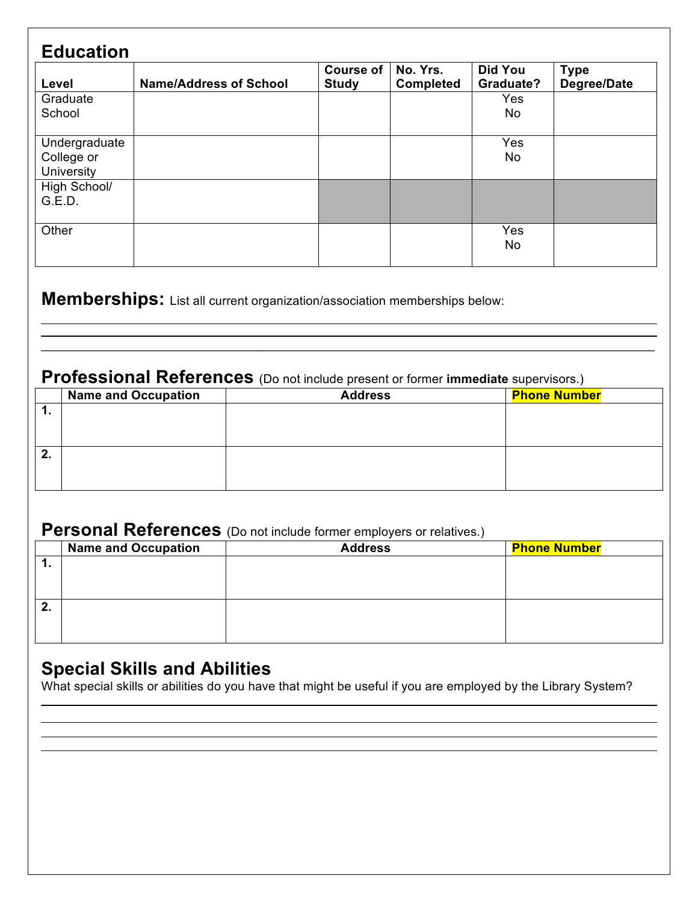## Education

| Level | Name/Address of School | Course of Study | No. Yrs. Completed | Did You Graduate? | Type Degree/Date |
|---|---|---|---|---|---|
| Graduate School | | | | Yes No | |
| Undergraduate College or University | | | | Yes No | |
| High School/ G.E.D. | | | | | |
| Other | | | | Yes No | |

## Memberships: List all current organization/association memberships below:

______________________________________________________________________________

______________________________________________________________________________

______________________________________________________________________________

## Professional References (Do not include present or former **immediate** supervisors.)

| | Name and Occupation | Address | Phone Number |
|---|---|---|---|
| **1.** | | | |
| **2.** | | | |

## Personal References (Do not include former employers or relatives.)

| | Name and Occupation | Address | Phone Number |
|---|---|---|---|
| **1.** | | | |
| **2.** | | | |

## Special Skills and Abilities

What special skills or abilities do you have that might be useful if you are employed by the Library System?

______________________________________________________________________________

______________________________________________________________________________

______________________________________________________________________________

______________________________________________________________________________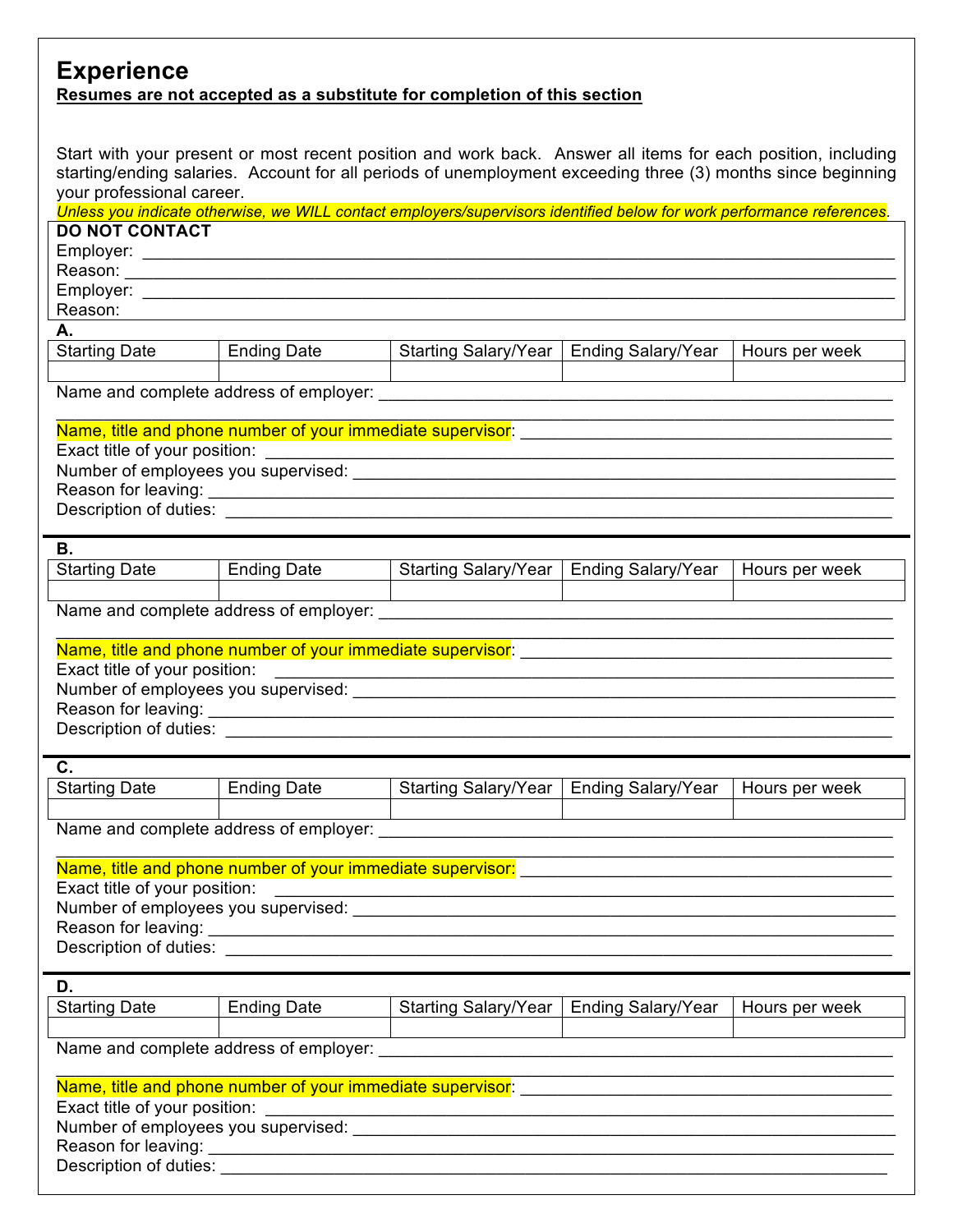## Experience

**Resumes are not accepted as a substitute for completion of this section**

Start with your present or most recent position and work back. Answer all items for each position, including starting/ending salaries. Account for all periods of unemployment exceeding three (3) months since beginning your professional career.

*Unless you indicate otherwise, we WILL contact employers/supervisors identified below for work performance references.*

**DO NOT CONTACT**

Employer: ____________________________________________

Reason: ____________________________________________

Employer: ____________________________________________

Reason:

**A.**

| Starting Date | Ending Date | Starting Salary/Year | Ending Salary/Year | Hours per week |
|---|---|---|---|---|
| | | | | |

Name and complete address of employer: ____________________________________________

____________________________________________

Name, title and phone number of your immediate supervisor: ____________________________________________

Exact title of your position: ____________________________________________

Number of employees you supervised: ____________________________________________

Reason for leaving: ____________________________________________

Description of duties: ____________________________________________

**B.**

| Starting Date | Ending Date | Starting Salary/Year | Ending Salary/Year | Hours per week |
|---|---|---|---|---|
| | | | | |

Name and complete address of employer: ____________________________________________

____________________________________________

Name, title and phone number of your immediate supervisor: ____________________________________________

Exact title of your position: ____________________________________________

Number of employees you supervised: ____________________________________________

Reason for leaving: ____________________________________________

Description of duties: ____________________________________________

**C.**

| Starting Date | Ending Date | Starting Salary/Year | Ending Salary/Year | Hours per week |
|---|---|---|---|---|
| | | | | |

Name and complete address of employer: ____________________________________________

____________________________________________

Name, title and phone number of your immediate supervisor: ____________________________________________

Exact title of your position: ____________________________________________

Number of employees you supervised: ____________________________________________

Reason for leaving: ____________________________________________

Description of duties: ____________________________________________

**D.**

| Starting Date | Ending Date | Starting Salary/Year | Ending Salary/Year | Hours per week |
|---|---|---|---|---|
| | | | | |

Name and complete address of employer: ____________________________________________

____________________________________________

Name, title and phone number of your immediate supervisor: ____________________________________________

Exact title of your position: ____________________________________________

Number of employees you supervised: ____________________________________________

Reason for leaving: ____________________________________________

Description of duties: ____________________________________________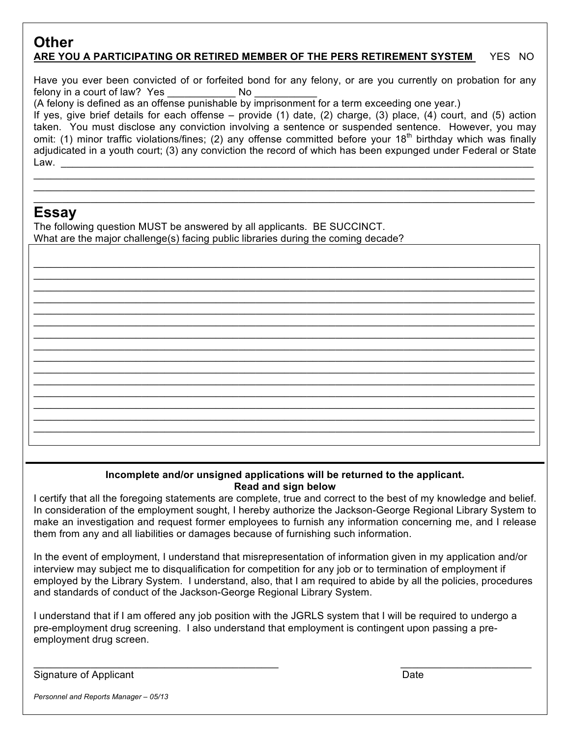## Other

**ARE YOU A PARTICIPATING OR RETIRED MEMBER OF THE PERS RETIREMENT SYSTEM** YES NO

Have you ever been convicted of or forfeited bond for any felony, or are you currently on probation for any felony in a court of law? Yes ____________ No ___________

(A felony is defined as an offense punishable by imprisonment for a term exceeding one year.)

If yes, give brief details for each offense – provide (1) date, (2) charge, (3) place, (4) court, and (5) action taken. You must disclose any conviction involving a sentence or suspended sentence. However, you may omit: (1) minor traffic violations/fines; (2) any offense committed before your 18th birthday which was finally adjudicated in a youth court; (3) any conviction the record of which has been expunged under Federal or State Law. ____________________________________________________________

____________________________________________________________

____________________________________________________________

____________________________________________________________

## Essay

The following question MUST be answered by all applicants. BE SUCCINCT.

What are the major challenge(s) facing public libraries during the coming decade?

____________________________________________________________

____________________________________________________________

____________________________________________________________

____________________________________________________________

____________________________________________________________

____________________________________________________________

____________________________________________________________

____________________________________________________________

____________________________________________________________

____________________________________________________________

____________________________________________________________

____________________________________________________________

____________________________________________________________

____________________________________________________________

____________________________________________________________

____________________________________________________________

---

**Incomplete and/or unsigned applications will be returned to the applicant.**
**Read and sign below**

I certify that all the foregoing statements are complete, true and correct to the best of my knowledge and belief. In consideration of the employment sought, I hereby authorize the Jackson-George Regional Library System to make an investigation and request former employees to furnish any information concerning me, and I release them from any and all liabilities or damages because of furnishing such information.

In the event of employment, I understand that misrepresentation of information given in my application and/or interview may subject me to disqualification for competition for any job or to termination of employment if employed by the Library System. I understand, also, that I am required to abide by all the policies, procedures and standards of conduct of the Jackson-George Regional Library System.

I understand that if I am offered any job position with the JGRLS system that I will be required to undergo a pre-employment drug screening. I also understand that employment is contingent upon passing a pre-employment drug screen.

______________________________________________ ________________________

Signature of Applicant Date

*Personnel and Reports Manager – 05/13*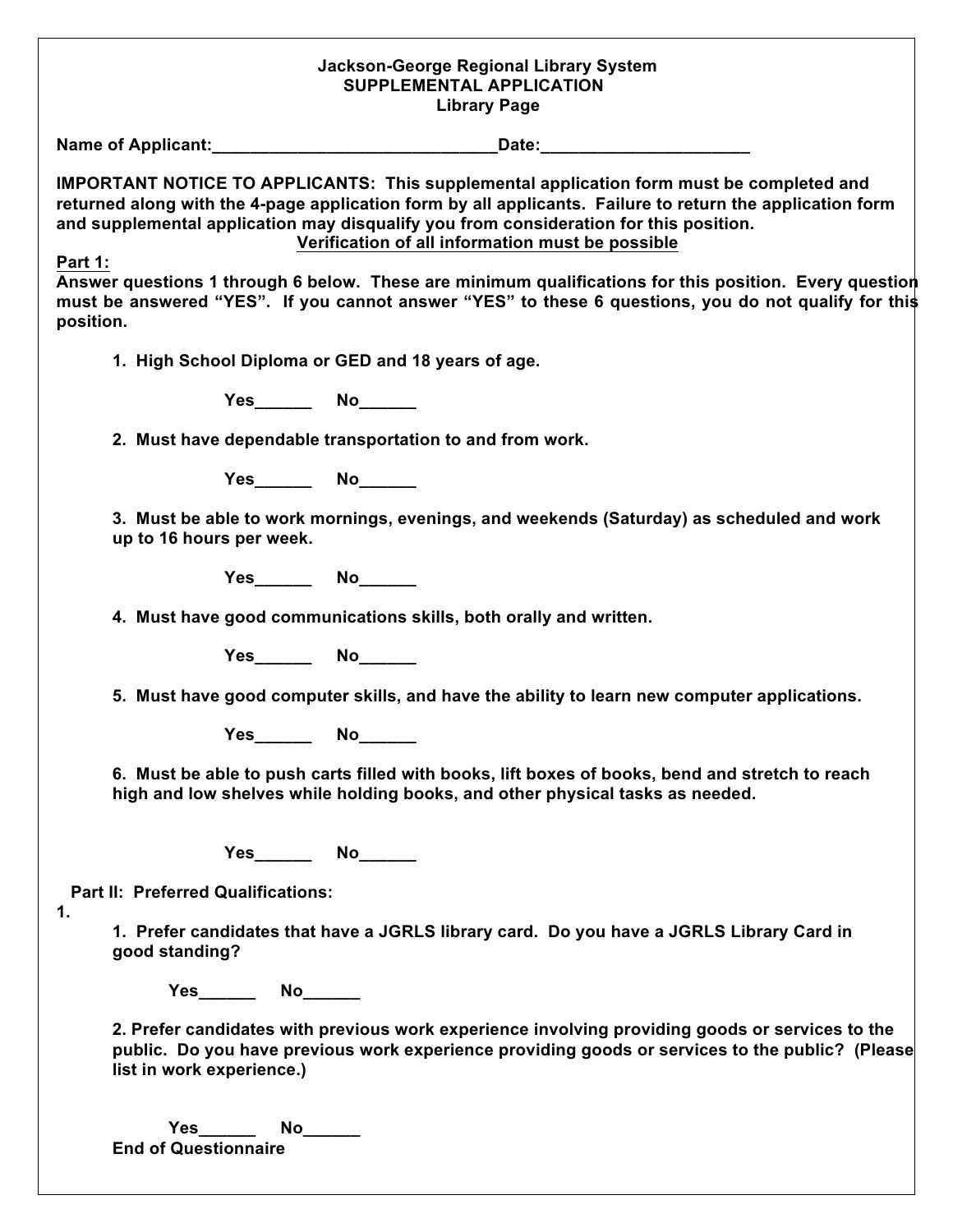**Jackson-George Regional Library System**
**SUPPLEMENTAL APPLICATION**
**Library Page**

**Name of Applicant:______________________________Date:______________________**

**IMPORTANT NOTICE TO APPLICANTS: This supplemental application form must be completed and returned along with the 4-page application form by all applicants. Failure to return the application form and supplemental application may disqualify you from consideration for this position.**

**Verification of all information must be possible**

**Part 1:**

**Answer questions 1 through 6 below. These are minimum qualifications for this position. Every question must be answered "YES". If you cannot answer "YES" to these 6 questions, you do not qualify for this position.**

1. **High School Diploma or GED and 18 years of age.**

   **Yes______ No______**

2. **Must have dependable transportation to and from work.**

   **Yes______ No______**

3. **Must be able to work mornings, evenings, and weekends (Saturday) as scheduled and work up to 16 hours per week.**

   **Yes______ No______**

4. **Must have good communications skills, both orally and written.**

   **Yes______ No______**

5. **Must have good computer skills, and have the ability to learn new computer applications.**

   **Yes______ No______**

6. **Must be able to push carts filled with books, lift boxes of books, bend and stretch to reach high and low shelves while holding books, and other physical tasks as needed.**

   **Yes______ No______**

**Part II: Preferred Qualifications:**

**1.**

1. **Prefer candidates that have a JGRLS library card. Do you have a JGRLS Library Card in good standing?**

   **Yes______ No______**

2. **Prefer candidates with previous work experience involving providing goods or services to the public. Do you have previous work experience providing goods or services to the public? (Please list in work experience.)**

   **Yes______ No______**

**End of Questionnaire**